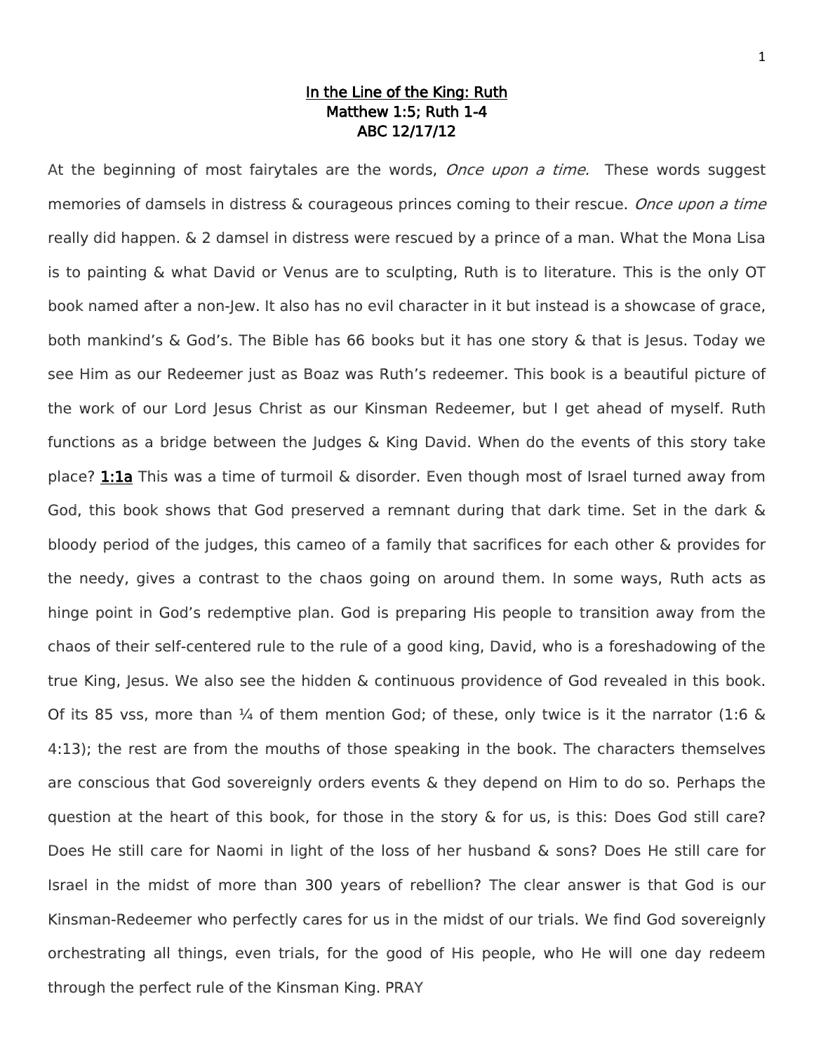# In the Line of the King: Ruth

**Matthew 1:5; Ruth 1-4**

**ABC 12/17/12**

At the beginning of most fairytales are the words, *Once upon a time.* These words suggest memories of damsels in distress & courageous princes coming to their rescue. *Once upon a time* really did happen. & 2 damsel in distress were rescued by a prince of a man. What the Mona Lisa is to painting & what David or Venus are to sculpting, Ruth is to literature. This is the only OT book named after a non-Jew. It also has no evil character in it but instead is a showcase of grace, both mankind's & God's. The Bible has 66 books but it has one story & that is Jesus. Today we see Him as our Redeemer just as Boaz was Ruth's redeemer. This book is a beautiful picture of the work of our Lord Jesus Christ as our Kinsman Redeemer, but I get ahead of myself. Ruth functions as a bridge between the Judges & King David. When do the events of this story take place? **1:1a** This was a time of turmoil & disorder. Even though most of Israel turned away from God, this book shows that God preserved a remnant during that dark time. Set in the dark & bloody period of the judges, this cameo of a family that sacrifices for each other & provides for the needy, gives a contrast to the chaos going on around them. In some ways, Ruth acts as hinge point in God's redemptive plan. God is preparing His people to transition away from the chaos of their self-centered rule to the rule of a good king, David, who is a foreshadowing of the true King, Jesus. We also see the hidden & continuous providence of God revealed in this book. Of its 85 vss, more than ¼ of them mention God; of these, only twice is it the narrator (1:6 & 4:13); the rest are from the mouths of those speaking in the book. The characters themselves are conscious that God sovereignly orders events & they depend on Him to do so. Perhaps the question at the heart of this book, for those in the story & for us, is this: Does God still care? Does He still care for Naomi in light of the loss of her husband & sons? Does He still care for Israel in the midst of more than 300 years of rebellion? The clear answer is that God is our Kinsman-Redeemer who perfectly cares for us in the midst of our trials. We find God sovereignly orchestrating all things, even trials, for the good of His people, who He will one day redeem through the perfect rule of the Kinsman King. PRAY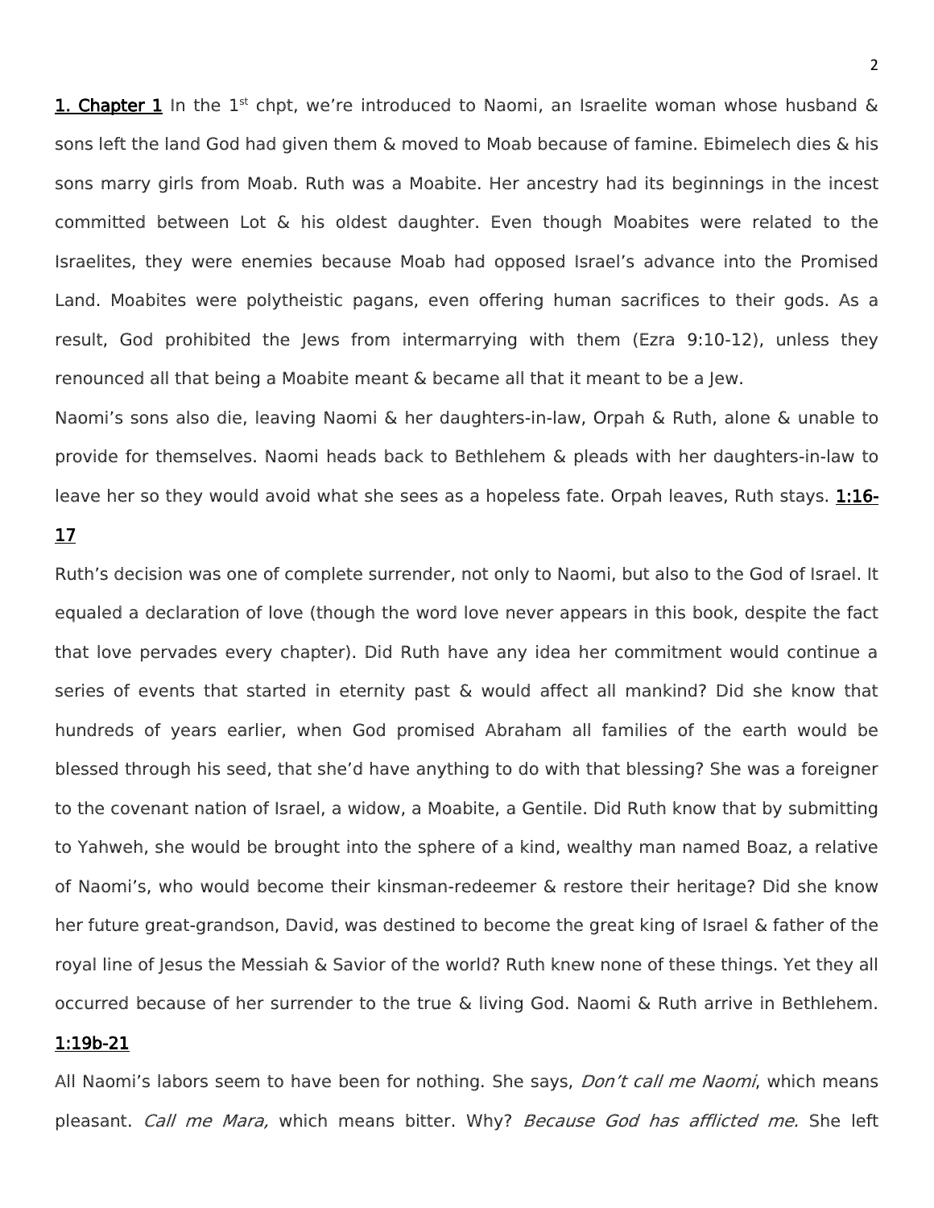**1. Chapter 1** In the 1st chpt, we're introduced to Naomi, an Israelite woman whose husband & sons left the land God had given them & moved to Moab because of famine. Ebimelech dies & his sons marry girls from Moab. Ruth was a Moabite. Her ancestry had its beginnings in the incest committed between Lot & his oldest daughter. Even though Moabites were related to the Israelites, they were enemies because Moab had opposed Israel's advance into the Promised Land. Moabites were polytheistic pagans, even offering human sacrifices to their gods. As a result, God prohibited the Jews from intermarrying with them (Ezra 9:10-12), unless they renounced all that being a Moabite meant & became all that it meant to be a Jew.

Naomi's sons also die, leaving Naomi & her daughters-in-law, Orpah & Ruth, alone & unable to provide for themselves. Naomi heads back to Bethlehem & pleads with her daughters-in-law to leave her so they would avoid what she sees as a hopeless fate. Orpah leaves, Ruth stays. **1:16-17**

Ruth's decision was one of complete surrender, not only to Naomi, but also to the God of Israel. It equaled a declaration of love (though the word love never appears in this book, despite the fact that love pervades every chapter). Did Ruth have any idea her commitment would continue a series of events that started in eternity past & would affect all mankind? Did she know that hundreds of years earlier, when God promised Abraham all families of the earth would be blessed through his seed, that she'd have anything to do with that blessing? She was a foreigner to the covenant nation of Israel, a widow, a Moabite, a Gentile. Did Ruth know that by submitting to Yahweh, she would be brought into the sphere of a kind, wealthy man named Boaz, a relative of Naomi's, who would become their kinsman-redeemer & restore their heritage? Did she know her future great-grandson, David, was destined to become the great king of Israel & father of the royal line of Jesus the Messiah & Savior of the world? Ruth knew none of these things. Yet they all occurred because of her surrender to the true & living God. Naomi & Ruth arrive in Bethlehem. **1:19b-21**

All Naomi's labors seem to have been for nothing. She says, *Don't call me Naomi*, which means pleasant. *Call me Mara,* which means bitter. Why? *Because God has afflicted me.* She left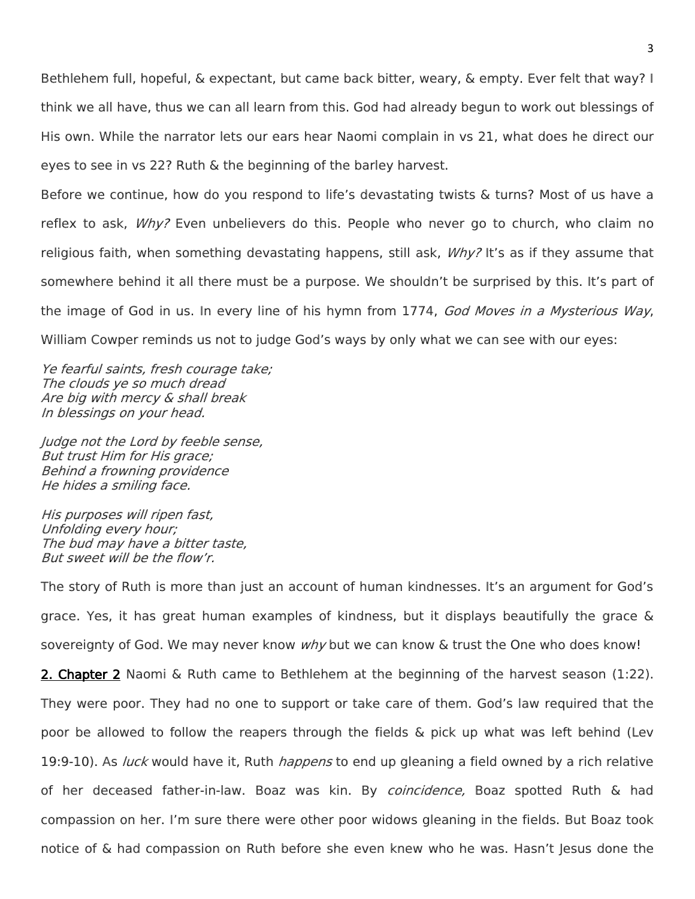Bethlehem full, hopeful, & expectant, but came back bitter, weary, & empty. Ever felt that way? I think we all have, thus we can all learn from this. God had already begun to work out blessings of His own. While the narrator lets our ears hear Naomi complain in vs 21, what does he direct our eyes to see in vs 22? Ruth & the beginning of the barley harvest.

Before we continue, how do you respond to life's devastating twists & turns? Most of us have a reflex to ask, *Why?* Even unbelievers do this. People who never go to church, who claim no religious faith, when something devastating happens, still ask, *Why?* It's as if they assume that somewhere behind it all there must be a purpose. We shouldn't be surprised by this. It's part of the image of God in us. In every line of his hymn from 1774, *God Moves in a Mysterious Way*, William Cowper reminds us not to judge God's ways by only what we can see with our eyes:

*Ye fearful saints, fresh courage take;*
*The clouds ye so much dread*
*Are big with mercy & shall break*
*In blessings on your head.*

*Judge not the Lord by feeble sense,*
*But trust Him for His grace;*
*Behind a frowning providence*
*He hides a smiling face.*

*His purposes will ripen fast,*
*Unfolding every hour;*
*The bud may have a bitter taste,*
*But sweet will be the flow'r.*

The story of Ruth is more than just an account of human kindnesses. It's an argument for God's grace. Yes, it has great human examples of kindness, but it displays beautifully the grace & sovereignty of God. We may never know *why* but we can know & trust the One who does know!

**2. Chapter 2** Naomi & Ruth came to Bethlehem at the beginning of the harvest season (1:22). They were poor. They had no one to support or take care of them. God's law required that the poor be allowed to follow the reapers through the fields & pick up what was left behind (Lev 19:9-10). As *luck* would have it, Ruth *happens* to end up gleaning a field owned by a rich relative of her deceased father-in-law. Boaz was kin. By *coincidence,* Boaz spotted Ruth & had compassion on her. I'm sure there were other poor widows gleaning in the fields. But Boaz took notice of & had compassion on Ruth before she even knew who he was. Hasn't Jesus done the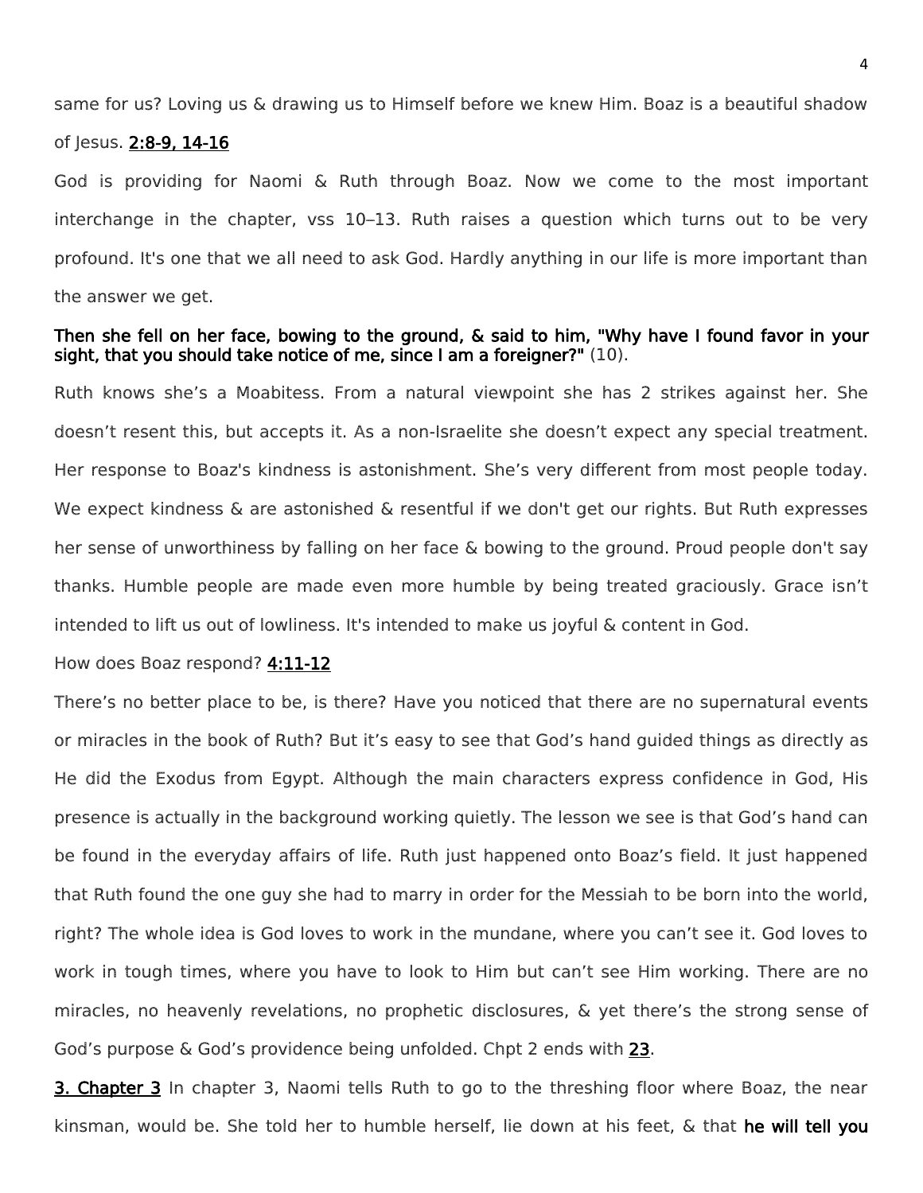same for us? Loving us & drawing us to Himself before we knew Him. Boaz is a beautiful shadow of Jesus. **2:8-9, 14-16**

God is providing for Naomi & Ruth through Boaz. Now we come to the most important interchange in the chapter, vss 10–13. Ruth raises a question which turns out to be very profound. It's one that we all need to ask God. Hardly anything in our life is more important than the answer we get.

**Then she fell on her face, bowing to the ground, & said to him, "Why have I found favor in your sight, that you should take notice of me, since I am a foreigner?"** (10).

Ruth knows she's a Moabitess. From a natural viewpoint she has 2 strikes against her. She doesn't resent this, but accepts it. As a non-Israelite she doesn't expect any special treatment. Her response to Boaz's kindness is astonishment. She's very different from most people today. We expect kindness & are astonished & resentful if we don't get our rights. But Ruth expresses her sense of unworthiness by falling on her face & bowing to the ground. Proud people don't say thanks. Humble people are made even more humble by being treated graciously. Grace isn't intended to lift us out of lowliness. It's intended to make us joyful & content in God.

How does Boaz respond? **4:11-12**

There's no better place to be, is there? Have you noticed that there are no supernatural events or miracles in the book of Ruth? But it's easy to see that God's hand guided things as directly as He did the Exodus from Egypt. Although the main characters express confidence in God, His presence is actually in the background working quietly. The lesson we see is that God's hand can be found in the everyday affairs of life. Ruth just happened onto Boaz's field. It just happened that Ruth found the one guy she had to marry in order for the Messiah to be born into the world, right? The whole idea is God loves to work in the mundane, where you can't see it. God loves to work in tough times, where you have to look to Him but can't see Him working. There are no miracles, no heavenly revelations, no prophetic disclosures, & yet there's the strong sense of God's purpose & God's providence being unfolded. Chpt 2 ends with **23**.

**3. Chapter 3** In chapter 3, Naomi tells Ruth to go to the threshing floor where Boaz, the near kinsman, would be. She told her to humble herself, lie down at his feet, & that **he will tell you**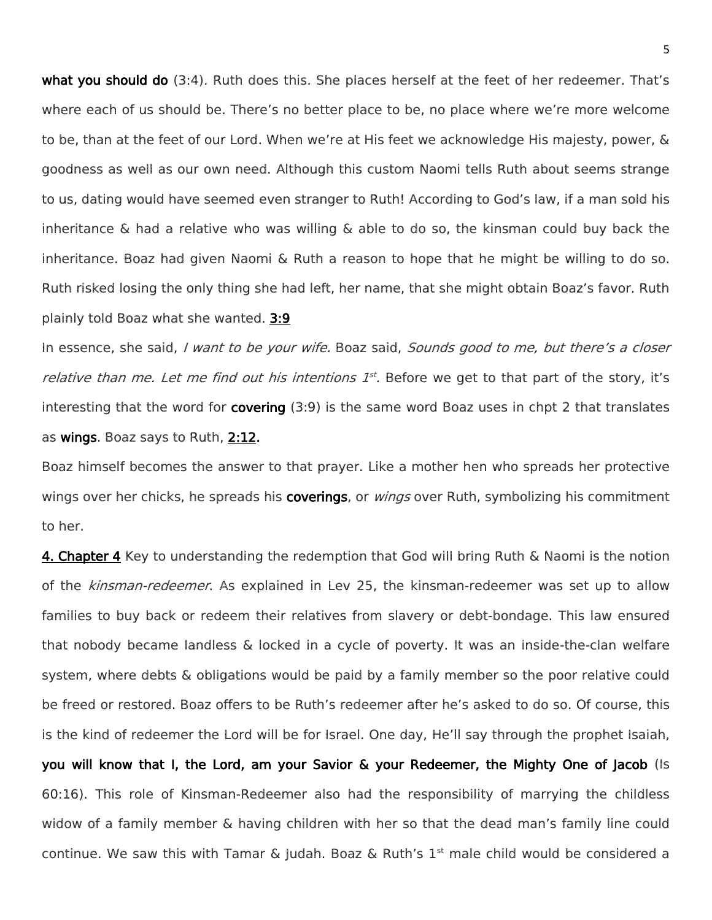**what you should do** (3:4). Ruth does this. She places herself at the feet of her redeemer. That's where each of us should be. There's no better place to be, no place where we're more welcome to be, than at the feet of our Lord. When we're at His feet we acknowledge His majesty, power, & goodness as well as our own need. Although this custom Naomi tells Ruth about seems strange to us, dating would have seemed even stranger to Ruth! According to God's law, if a man sold his inheritance & had a relative who was willing & able to do so, the kinsman could buy back the inheritance. Boaz had given Naomi & Ruth a reason to hope that he might be willing to do so. Ruth risked losing the only thing she had left, her name, that she might obtain Boaz's favor. Ruth plainly told Boaz what she wanted. **3:9**

In essence, she said, *I want to be your wife.* Boaz said, *Sounds good to me, but there's a closer relative than me. Let me find out his intentions 1st.* Before we get to that part of the story, it's interesting that the word for **covering** (3:9) is the same word Boaz uses in chpt 2 that translates as **wings**. Boaz says to Ruth, **2:12.**

Boaz himself becomes the answer to that prayer. Like a mother hen who spreads her protective wings over her chicks, he spreads his **coverings**, or *wings* over Ruth, symbolizing his commitment to her.

**4. Chapter 4** Key to understanding the redemption that God will bring Ruth & Naomi is the notion of the *kinsman-redeemer*. As explained in Lev 25, the kinsman-redeemer was set up to allow families to buy back or redeem their relatives from slavery or debt-bondage. This law ensured that nobody became landless & locked in a cycle of poverty. It was an inside-the-clan welfare system, where debts & obligations would be paid by a family member so the poor relative could be freed or restored. Boaz offers to be Ruth's redeemer after he's asked to do so. Of course, this is the kind of redeemer the Lord will be for Israel. One day, He'll say through the prophet Isaiah, **you will know that I, the Lord, am your Savior & your Redeemer, the Mighty One of Jacob** (Is 60:16). This role of Kinsman-Redeemer also had the responsibility of marrying the childless widow of a family member & having children with her so that the dead man's family line could continue. We saw this with Tamar & Judah. Boaz & Ruth's 1st male child would be considered a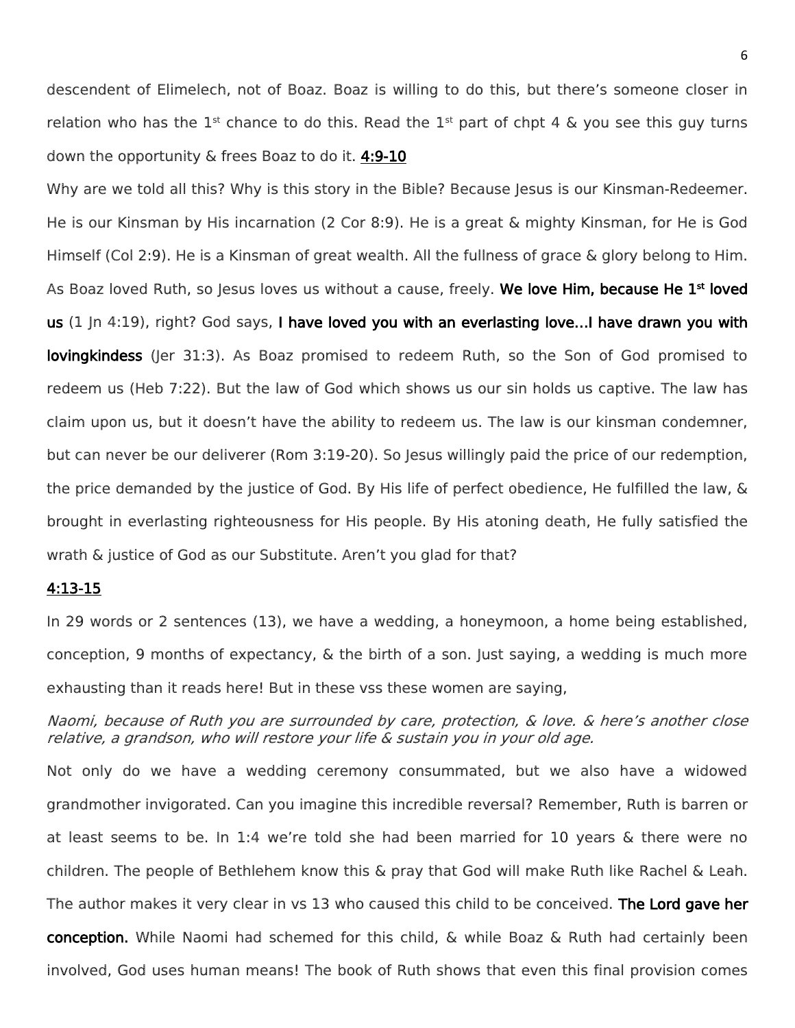descendent of Elimelech, not of Boaz. Boaz is willing to do this, but there's someone closer in relation who has the 1st chance to do this. Read the 1st part of chpt 4 & you see this guy turns down the opportunity & frees Boaz to do it. <u>**4:9-10**</u>

Why are we told all this? Why is this story in the Bible? Because Jesus is our Kinsman-Redeemer. He is our Kinsman by His incarnation (2 Cor 8:9). He is a great & mighty Kinsman, for He is God Himself (Col 2:9). He is a Kinsman of great wealth. All the fullness of grace & glory belong to Him. As Boaz loved Ruth, so Jesus loves us without a cause, freely. **We love Him, because He 1st loved us** (1 Jn 4:19), right? God says, **I have loved you with an everlasting love…I have drawn you with lovingkindess** (Jer 31:3). As Boaz promised to redeem Ruth, so the Son of God promised to redeem us (Heb 7:22). But the law of God which shows us our sin holds us captive. The law has claim upon us, but it doesn't have the ability to redeem us. The law is our kinsman condemner, but can never be our deliverer (Rom 3:19-20). So Jesus willingly paid the price of our redemption, the price demanded by the justice of God. By His life of perfect obedience, He fulfilled the law, & brought in everlasting righteousness for His people. By His atoning death, He fully satisfied the wrath & justice of God as our Substitute. Aren't you glad for that?

<u>**4:13-15**</u>

In 29 words or 2 sentences (13), we have a wedding, a honeymoon, a home being established, conception, 9 months of expectancy, & the birth of a son. Just saying, a wedding is much more exhausting than it reads here! But in these vss these women are saying,

*Naomi, because of Ruth you are surrounded by care, protection, & love. & here's another close relative, a grandson, who will restore your life & sustain you in your old age.*

Not only do we have a wedding ceremony consummated, but we also have a widowed grandmother invigorated. Can you imagine this incredible reversal? Remember, Ruth is barren or at least seems to be. In 1:4 we're told she had been married for 10 years & there were no children. The people of Bethlehem know this & pray that God will make Ruth like Rachel & Leah. The author makes it very clear in vs 13 who caused this child to be conceived. **The Lord gave her conception.** While Naomi had schemed for this child, & while Boaz & Ruth had certainly been involved, God uses human means! The book of Ruth shows that even this final provision comes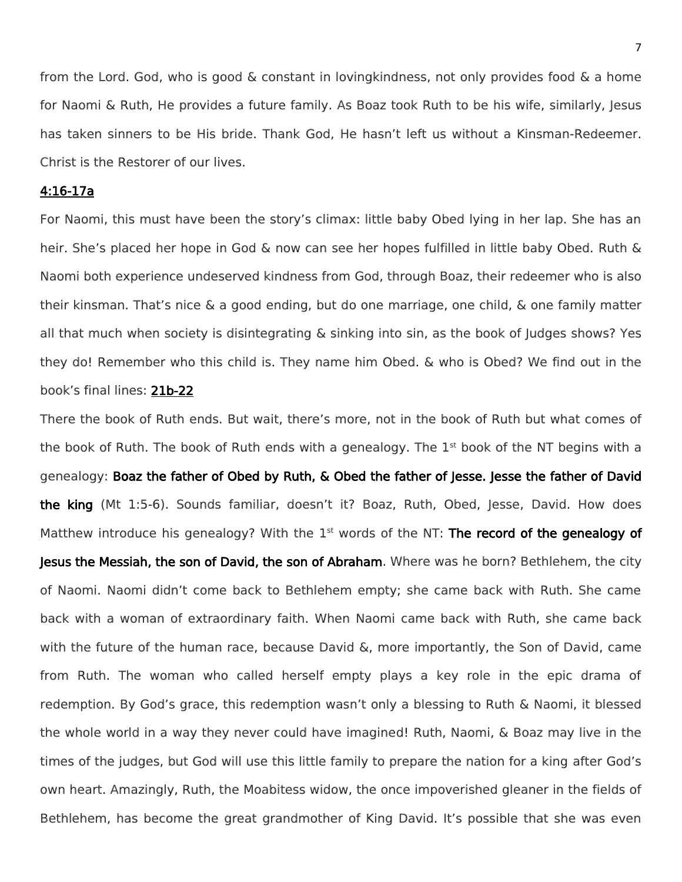from the Lord. God, who is good & constant in lovingkindness, not only provides food & a home for Naomi & Ruth, He provides a future family. As Boaz took Ruth to be his wife, similarly, Jesus has taken sinners to be His bride. Thank God, He hasn't left us without a Kinsman-Redeemer. Christ is the Restorer of our lives.

**4:16-17a**

For Naomi, this must have been the story's climax: little baby Obed lying in her lap. She has an heir. She's placed her hope in God & now can see her hopes fulfilled in little baby Obed. Ruth & Naomi both experience undeserved kindness from God, through Boaz, their redeemer who is also their kinsman. That's nice & a good ending, but do one marriage, one child, & one family matter all that much when society is disintegrating & sinking into sin, as the book of Judges shows? Yes they do! Remember who this child is. They name him Obed. & who is Obed? We find out in the book's final lines: **21b-22**

There the book of Ruth ends. But wait, there's more, not in the book of Ruth but what comes of the book of Ruth. The book of Ruth ends with a genealogy. The 1st book of the NT begins with a genealogy: **Boaz the father of Obed by Ruth, & Obed the father of Jesse. Jesse the father of David the king** (Mt 1:5-6). Sounds familiar, doesn't it? Boaz, Ruth, Obed, Jesse, David. How does Matthew introduce his genealogy? With the 1st words of the NT: **The record of the genealogy of Jesus the Messiah, the son of David, the son of Abraham**. Where was he born? Bethlehem, the city of Naomi. Naomi didn't come back to Bethlehem empty; she came back with Ruth. She came back with a woman of extraordinary faith. When Naomi came back with Ruth, she came back with the future of the human race, because David &, more importantly, the Son of David, came from Ruth. The woman who called herself empty plays a key role in the epic drama of redemption. By God's grace, this redemption wasn't only a blessing to Ruth & Naomi, it blessed the whole world in a way they never could have imagined! Ruth, Naomi, & Boaz may live in the times of the judges, but God will use this little family to prepare the nation for a king after God's own heart. Amazingly, Ruth, the Moabitess widow, the once impoverished gleaner in the fields of Bethlehem, has become the great grandmother of King David. It's possible that she was even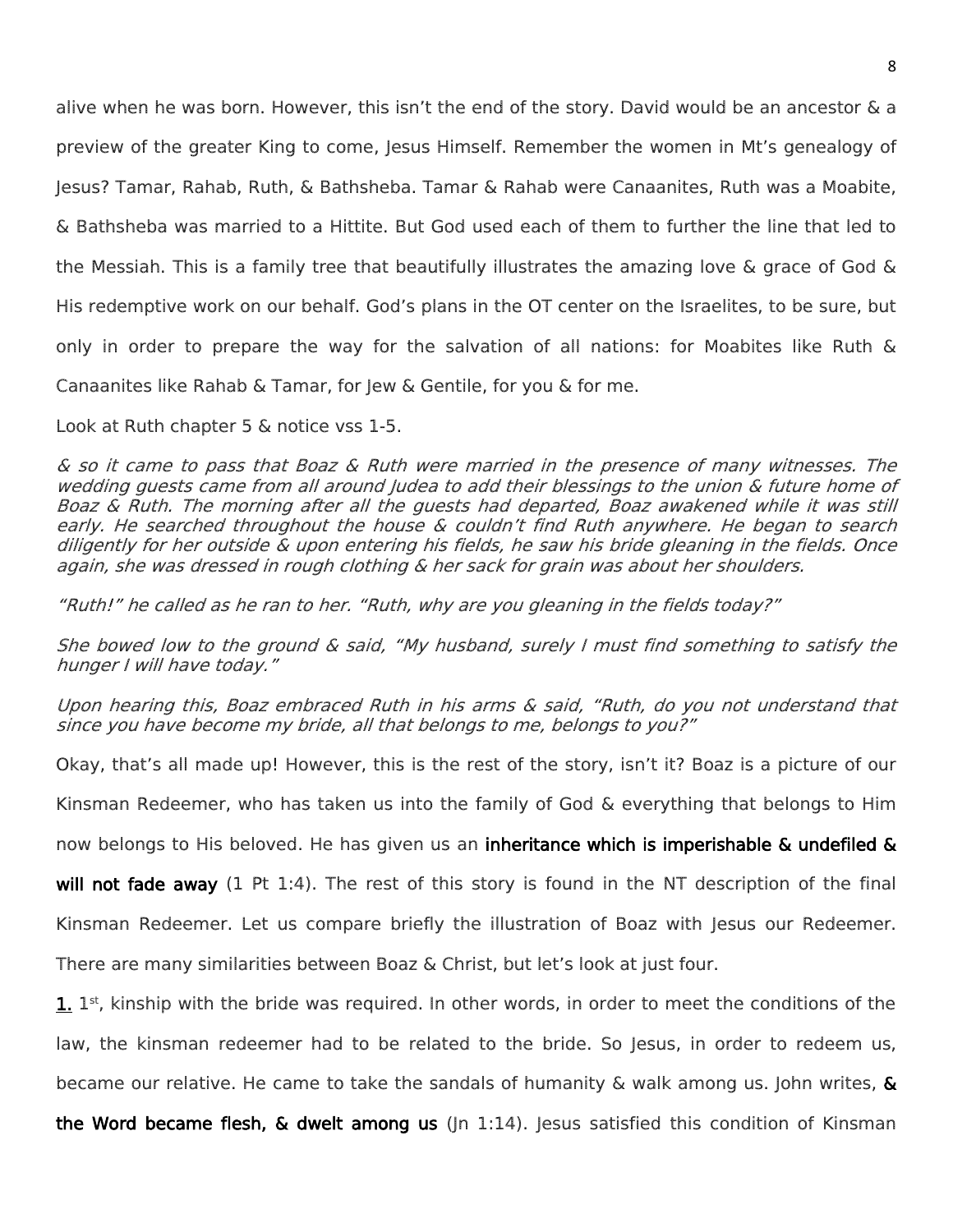alive when he was born. However, this isn't the end of the story. David would be an ancestor & a preview of the greater King to come, Jesus Himself. Remember the women in Mt's genealogy of Jesus? Tamar, Rahab, Ruth, & Bathsheba. Tamar & Rahab were Canaanites, Ruth was a Moabite, & Bathsheba was married to a Hittite. But God used each of them to further the line that led to the Messiah. This is a family tree that beautifully illustrates the amazing love & grace of God & His redemptive work on our behalf. God's plans in the OT center on the Israelites, to be sure, but only in order to prepare the way for the salvation of all nations: for Moabites like Ruth & Canaanites like Rahab & Tamar, for Jew & Gentile, for you & for me.

Look at Ruth chapter 5 & notice vss 1-5.

*& so it came to pass that Boaz & Ruth were married in the presence of many witnesses. The wedding guests came from all around Judea to add their blessings to the union & future home of Boaz & Ruth. The morning after all the guests had departed, Boaz awakened while it was still early. He searched throughout the house & couldn't find Ruth anywhere. He began to search diligently for her outside & upon entering his fields, he saw his bride gleaning in the fields. Once again, she was dressed in rough clothing & her sack for grain was about her shoulders.*

*"Ruth!" he called as he ran to her. "Ruth, why are you gleaning in the fields today?"*

*She bowed low to the ground & said, "My husband, surely I must find something to satisfy the hunger I will have today."*

*Upon hearing this, Boaz embraced Ruth in his arms & said, "Ruth, do you not understand that since you have become my bride, all that belongs to me, belongs to you?"*

Okay, that's all made up! However, this is the rest of the story, isn't it? Boaz is a picture of our Kinsman Redeemer, who has taken us into the family of God & everything that belongs to Him now belongs to His beloved. He has given us an **inheritance which is imperishable & undefiled & will not fade away** (1 Pt 1:4). The rest of this story is found in the NT description of the final Kinsman Redeemer. Let us compare briefly the illustration of Boaz with Jesus our Redeemer. There are many similarities between Boaz & Christ, but let's look at just four.

**1.** 1st, kinship with the bride was required. In other words, in order to meet the conditions of the law, the kinsman redeemer had to be related to the bride. So Jesus, in order to redeem us, became our relative. He came to take the sandals of humanity & walk among us. John writes, **& the Word became flesh, & dwelt among us** (Jn 1:14). Jesus satisfied this condition of Kinsman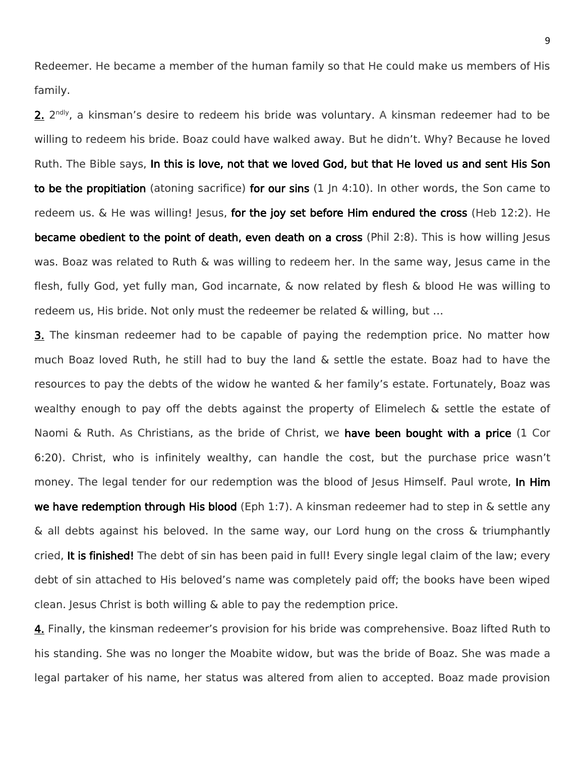Redeemer. He became a member of the human family so that He could make us members of His family.

**2.** 2[ndly], a kinsman's desire to redeem his bride was voluntary. A kinsman redeemer had to be willing to redeem his bride. Boaz could have walked away. But he didn't. Why? Because he loved Ruth. The Bible says, **In this is love, not that we loved God, but that He loved us and sent His Son to be the propitiation** (atoning sacrifice) **for our sins** (1 Jn 4:10). In other words, the Son came to redeem us. & He was willing! Jesus, **for the joy set before Him endured the cross** (Heb 12:2). He **became obedient to the point of death, even death on a cross** (Phil 2:8). This is how willing Jesus was. Boaz was related to Ruth & was willing to redeem her. In the same way, Jesus came in the flesh, fully God, yet fully man, God incarnate, & now related by flesh & blood He was willing to redeem us, His bride. Not only must the redeemer be related & willing, but ...

**3.** The kinsman redeemer had to be capable of paying the redemption price. No matter how much Boaz loved Ruth, he still had to buy the land & settle the estate. Boaz had to have the resources to pay the debts of the widow he wanted & her family's estate. Fortunately, Boaz was wealthy enough to pay off the debts against the property of Elimelech & settle the estate of Naomi & Ruth. As Christians, as the bride of Christ, we **have been bought with a price** (1 Cor 6:20). Christ, who is infinitely wealthy, can handle the cost, but the purchase price wasn't money. The legal tender for our redemption was the blood of Jesus Himself. Paul wrote, **In Him we have redemption through His blood** (Eph 1:7). A kinsman redeemer had to step in & settle any & all debts against his beloved. In the same way, our Lord hung on the cross & triumphantly cried, **It is finished!** The debt of sin has been paid in full! Every single legal claim of the law; every debt of sin attached to His beloved's name was completely paid off; the books have been wiped clean. Jesus Christ is both willing & able to pay the redemption price.

**4.** Finally, the kinsman redeemer's provision for his bride was comprehensive. Boaz lifted Ruth to his standing. She was no longer the Moabite widow, but was the bride of Boaz. She was made a legal partaker of his name, her status was altered from alien to accepted. Boaz made provision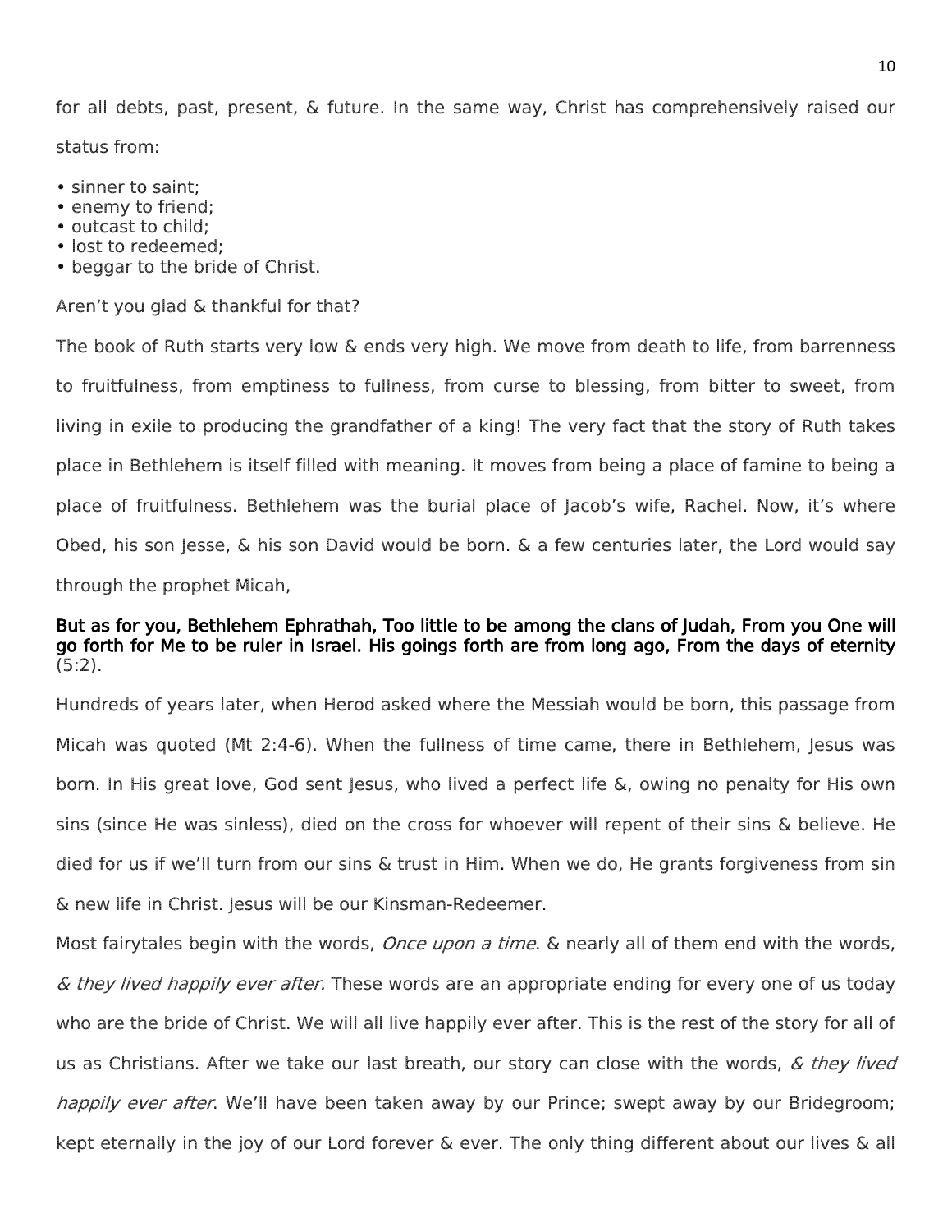for all debts, past, present, & future. In the same way, Christ has comprehensively raised our status from:

- sinner to saint;
- enemy to friend;
- outcast to child;
- lost to redeemed;
- beggar to the bride of Christ.

Aren't you glad & thankful for that?

The book of Ruth starts very low & ends very high. We move from death to life, from barrenness to fruitfulness, from emptiness to fullness, from curse to blessing, from bitter to sweet, from living in exile to producing the grandfather of a king! The very fact that the story of Ruth takes place in Bethlehem is itself filled with meaning. It moves from being a place of famine to being a place of fruitfulness. Bethlehem was the burial place of Jacob's wife, Rachel. Now, it's where Obed, his son Jesse, & his son David would be born. & a few centuries later, the Lord would say through the prophet Micah,

**But as for you, Bethlehem Ephrathah, Too little to be among the clans of Judah, From you One will go forth for Me to be ruler in Israel. His goings forth are from long ago, From the days of eternity** (5:2).

Hundreds of years later, when Herod asked where the Messiah would be born, this passage from Micah was quoted (Mt 2:4-6). When the fullness of time came, there in Bethlehem, Jesus was born. In His great love, God sent Jesus, who lived a perfect life &, owing no penalty for His own sins (since He was sinless), died on the cross for whoever will repent of their sins & believe. He died for us if we'll turn from our sins & trust in Him. When we do, He grants forgiveness from sin & new life in Christ. Jesus will be our Kinsman-Redeemer.

Most fairytales begin with the words, *Once upon a time*. & nearly all of them end with the words, *& they lived happily ever after.* These words are an appropriate ending for every one of us today who are the bride of Christ. We will all live happily ever after. This is the rest of the story for all of us as Christians. After we take our last breath, our story can close with the words, *& they lived happily ever after*. We'll have been taken away by our Prince; swept away by our Bridegroom; kept eternally in the joy of our Lord forever & ever. The only thing different about our lives & all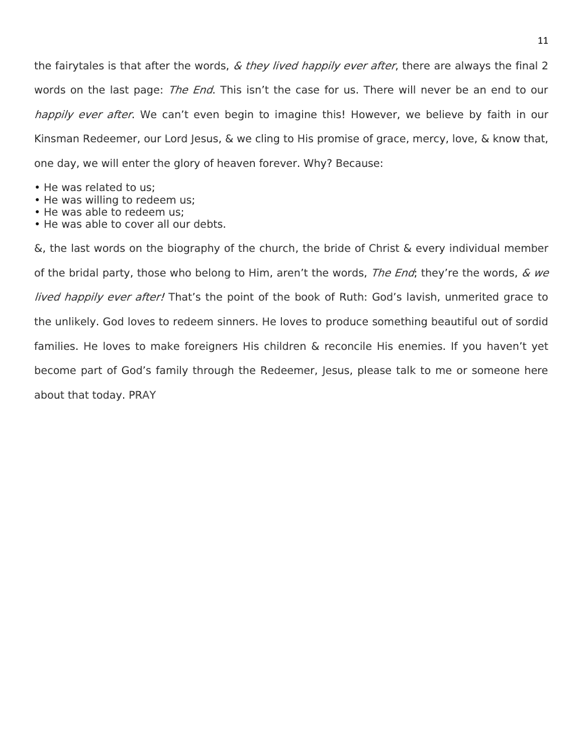the fairytales is that after the words, *& they lived happily ever after*, there are always the final 2 words on the last page: *The End*. This isn't the case for us. There will never be an end to our *happily ever after*. We can't even begin to imagine this! However, we believe by faith in our Kinsman Redeemer, our Lord Jesus, & we cling to His promise of grace, mercy, love, & know that, one day, we will enter the glory of heaven forever. Why? Because:

- He was related to us;
- He was willing to redeem us;
- He was able to redeem us;
- He was able to cover all our debts.

&, the last words on the biography of the church, the bride of Christ & every individual member of the bridal party, those who belong to Him, aren't the words, *The End*; they're the words, *& we lived happily ever after!* That's the point of the book of Ruth: God's lavish, unmerited grace to the unlikely. God loves to redeem sinners. He loves to produce something beautiful out of sordid families. He loves to make foreigners His children & reconcile His enemies. If you haven't yet become part of God's family through the Redeemer, Jesus, please talk to me or someone here about that today. PRAY